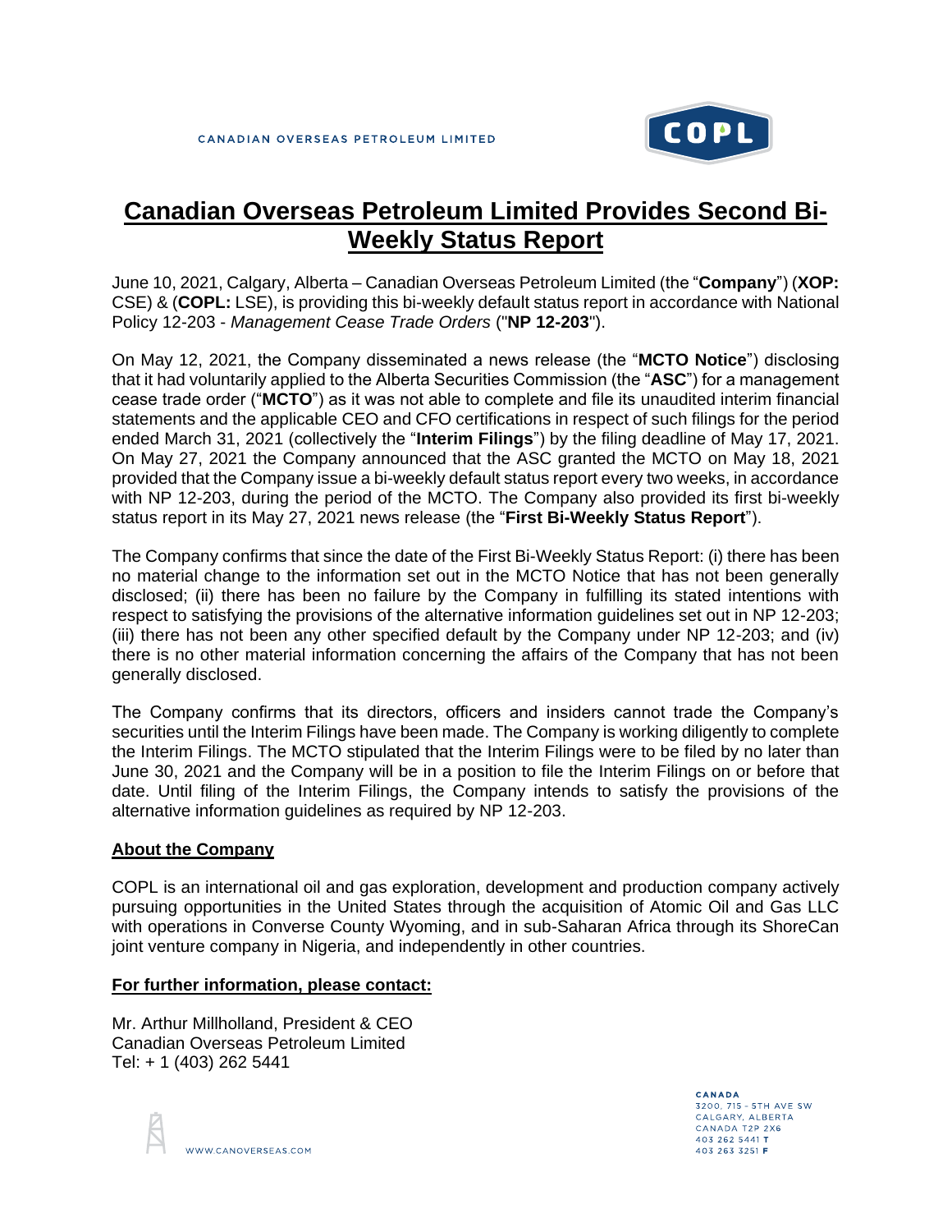CANADIAN OVERSEAS PETROLEUM LIMITED

# Canadian Overseas Petroleum Limited Provides Second Bi-Weekly Status Report

June 10, 2021, Calgary, Alberta – Canadian Overseas Petroleum Limited (the "**Company**") (**XOP:** CSE) & (**COPL:** LSE), is providing this bi-weekly default status report in accordance with National Policy 12-203 - *Management Cease Trade Orders* ("**NP 12-203**").

On May 12, 2021, the Company disseminated a news release (the "**MCTO Notice**") disclosing that it had voluntarily applied to the Alberta Securities Commission (the "**ASC**") for a management cease trade order ("**MCTO**") as it was not able to complete and file its unaudited interim financial statements and the applicable CEO and CFO certifications in respect of such filings for the period ended March 31, 2021 (collectively the "**Interim Filings**") by the filing deadline of May 17, 2021. On May 27, 2021 the Company announced that the ASC granted the MCTO on May 18, 2021 provided that the Company issue a bi-weekly default status report every two weeks, in accordance with NP 12-203, during the period of the MCTO. The Company also provided its first bi-weekly status report in its May 27, 2021 news release (the "**First Bi-Weekly Status Report**").

The Company confirms that since the date of the First Bi-Weekly Status Report: (i) there has been no material change to the information set out in the MCTO Notice that has not been generally disclosed; (ii) there has been no failure by the Company in fulfilling its stated intentions with respect to satisfying the provisions of the alternative information guidelines set out in NP 12-203; (iii) there has not been any other specified default by the Company under NP 12-203; and (iv) there is no other material information concerning the affairs of the Company that has not been generally disclosed.

The Company confirms that its directors, officers and insiders cannot trade the Company's securities until the Interim Filings have been made. The Company is working diligently to complete the Interim Filings. The MCTO stipulated that the Interim Filings were to be filed by no later than June 30, 2021 and the Company will be in a position to file the Interim Filings on or before that date. Until filing of the Interim Filings, the Company intends to satisfy the provisions of the alternative information guidelines as required by NP 12-203.

**About the Company**

COPL is an international oil and gas exploration, development and production company actively pursuing opportunities in the United States through the acquisition of Atomic Oil and Gas LLC with operations in Converse County Wyoming, and in sub-Saharan Africa through its ShoreCan joint venture company in Nigeria, and independently in other countries.

**For further information, please contact:**

Mr. Arthur Millholland, President & CEO
Canadian Overseas Petroleum Limited
Tel: + 1 (403) 262 5441

WWW.CANOVERSEAS.COM

CANADA
3200, 715 – 5TH AVE SW
CALGARY, ALBERTA
CANADA T2P 2X6
403 262 5441 **T**
403 263 3251 **F**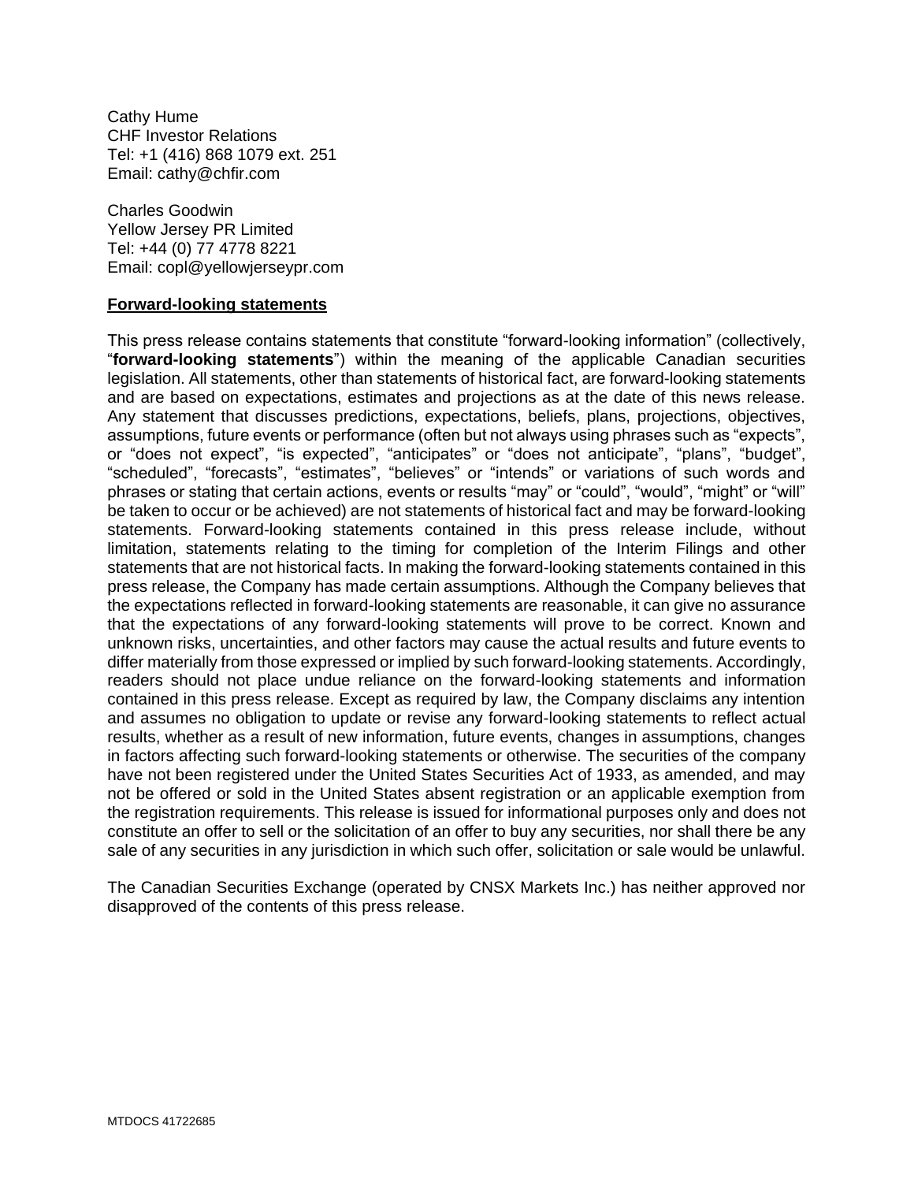Cathy Hume
CHF Investor Relations
Tel: +1 (416) 868 1079 ext. 251
Email: cathy@chfir.com

Charles Goodwin
Yellow Jersey PR Limited
Tel: +44 (0) 77 4778 8221
Email: copl@yellowjerseypr.com

**Forward-looking statements**

This press release contains statements that constitute "forward-looking information" (collectively, "**forward-looking statements**") within the meaning of the applicable Canadian securities legislation. All statements, other than statements of historical fact, are forward-looking statements and are based on expectations, estimates and projections as at the date of this news release. Any statement that discusses predictions, expectations, beliefs, plans, projections, objectives, assumptions, future events or performance (often but not always using phrases such as "expects", or "does not expect", "is expected", "anticipates" or "does not anticipate", "plans", "budget", "scheduled", "forecasts", "estimates", "believes" or "intends" or variations of such words and phrases or stating that certain actions, events or results "may" or "could", "would", "might" or "will" be taken to occur or be achieved) are not statements of historical fact and may be forward-looking statements. Forward-looking statements contained in this press release include, without limitation, statements relating to the timing for completion of the Interim Filings and other statements that are not historical facts. In making the forward-looking statements contained in this press release, the Company has made certain assumptions. Although the Company believes that the expectations reflected in forward-looking statements are reasonable, it can give no assurance that the expectations of any forward-looking statements will prove to be correct. Known and unknown risks, uncertainties, and other factors may cause the actual results and future events to differ materially from those expressed or implied by such forward-looking statements. Accordingly, readers should not place undue reliance on the forward-looking statements and information contained in this press release. Except as required by law, the Company disclaims any intention and assumes no obligation to update or revise any forward-looking statements to reflect actual results, whether as a result of new information, future events, changes in assumptions, changes in factors affecting such forward-looking statements or otherwise. The securities of the company have not been registered under the United States Securities Act of 1933, as amended, and may not be offered or sold in the United States absent registration or an applicable exemption from the registration requirements. This release is issued for informational purposes only and does not constitute an offer to sell or the solicitation of an offer to buy any securities, nor shall there be any sale of any securities in any jurisdiction in which such offer, solicitation or sale would be unlawful.

The Canadian Securities Exchange (operated by CNSX Markets Inc.) has neither approved nor disapproved of the contents of this press release.

MTDOCS 41722685